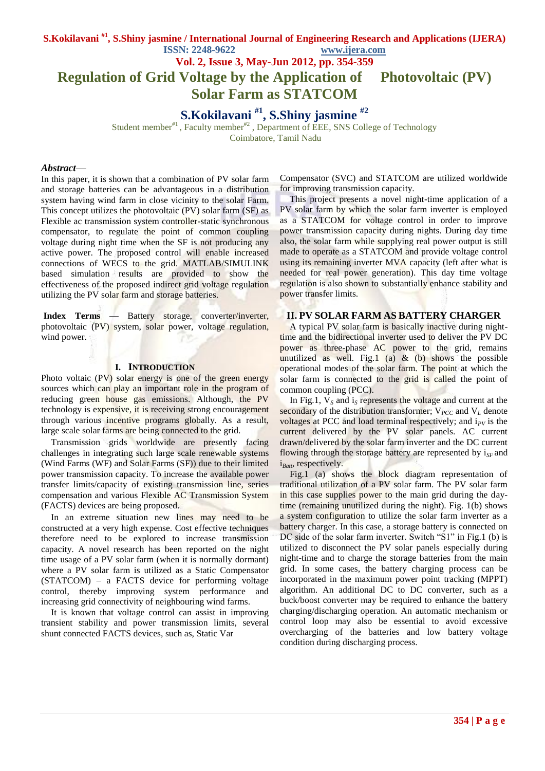# Regulation of Grid Voltage by the Application of Photovoltaic (PV) Solar Farm as STATCOM

**S.Kokilavani [#1], S.Shiny jasmine [#2]**

Student member[#1] , Faculty member[#2] , Department of EEE, SNS College of Technology
Coimbatore, Tamil Nadu

***Abstract***—
In this paper, it is shown that a combination of PV solar farm and storage batteries can be advantageous in a distribution system having wind farm in close vicinity to the solar Farm. This concept utilizes the photovoltaic (PV) solar farm (SF) as Flexible ac transmission system controller-static synchronous compensator, to regulate the point of common coupling voltage during night time when the SF is not producing any active power. The proposed control will enable increased connections of WECS to the grid. MATLAB/SIMULINK based simulation results are provided to show the effectiveness of the proposed indirect grid voltage regulation utilizing the PV solar farm and storage batteries.

**Index Terms** — Battery storage, converter/inverter, photovoltaic (PV) system, solar power, voltage regulation, wind power.

## I. Introduction

Photo voltaic (PV) solar energy is one of the green energy sources which can play an important role in the program of reducing green house gas emissions. Although, the PV technology is expensive, it is receiving strong encouragement through various incentive programs globally. As a result, large scale solar farms are being connected to the grid.

Transmission grids worldwide are presently facing challenges in integrating such large scale renewable systems (Wind Farms (WF) and Solar Farms (SF)) due to their limited power transmission capacity. To increase the available power transfer limits/capacity of existing transmission line, series compensation and various Flexible AC Transmission System (FACTS) devices are being proposed.

In an extreme situation new lines may need to be constructed at a very high expense. Cost effective techniques therefore need to be explored to increase transmission capacity. A novel research has been reported on the night time usage of a PV solar farm (when it is normally dormant) where a PV solar farm is utilized as a Static Compensator (STATCOM) – a FACTS device for performing voltage control, thereby improving system performance and increasing grid connectivity of neighbouring wind farms.

It is known that voltage control can assist in improving transient stability and power transmission limits, several shunt connected FACTS devices, such as, Static Var Compensator (SVC) and STATCOM are utilized worldwide for improving transmission capacity.

This project presents a novel night-time application of a PV solar farm by which the solar farm inverter is employed as a STATCOM for voltage control in order to improve power transmission capacity during nights. During day time also, the solar farm while supplying real power output is still made to operate as a STATCOM and provide voltage control using its remaining inverter MVA capacity (left after what is needed for real power generation). This day time voltage regulation is also shown to substantially enhance stability and power transfer limits.

## II. PV SOLAR FARM AS BATTERY CHARGER

A typical PV solar farm is basically inactive during night-time and the bidirectional inverter used to deliver the PV DC power as three-phase AC power to the grid, remains unutilized as well. Fig.1 (a) & (b) shows the possible operational modes of the solar farm. The point at which the solar farm is connected to the grid is called the point of common coupling (PCC).

In Fig.1, $V_S$ and $i_S$ represents the voltage and current at the secondary of the distribution transformer; $V_{PCC}$ and $V_L$ denote voltages at PCC and load terminal respectively; and $i_{PV}$ is the current delivered by the PV solar panels. AC current drawn/delivered by the solar farm inverter and the DC current flowing through the storage battery are represented by $i_{SF}$ and $i_{Batt}$, respectively.

Fig.1 (a) shows the block diagram representation of traditional utilization of a PV solar farm. The PV solar farm in this case supplies power to the main grid during the day-time (remaining unutilized during the night). Fig. 1(b) shows a system configuration to utilize the solar farm inverter as a battery charger. In this case, a storage battery is connected on DC side of the solar farm inverter. Switch "S1" in Fig.1 (b) is utilized to disconnect the PV solar panels especially during night-time and to charge the storage batteries from the main grid. In some cases, the battery charging process can be incorporated in the maximum power point tracking (MPPT) algorithm. An additional DC to DC converter, such as a buck/boost converter may be required to enhance the battery charging/discharging operation. An automatic mechanism or control loop may also be essential to avoid excessive overcharging of the batteries and low battery voltage condition during discharging process.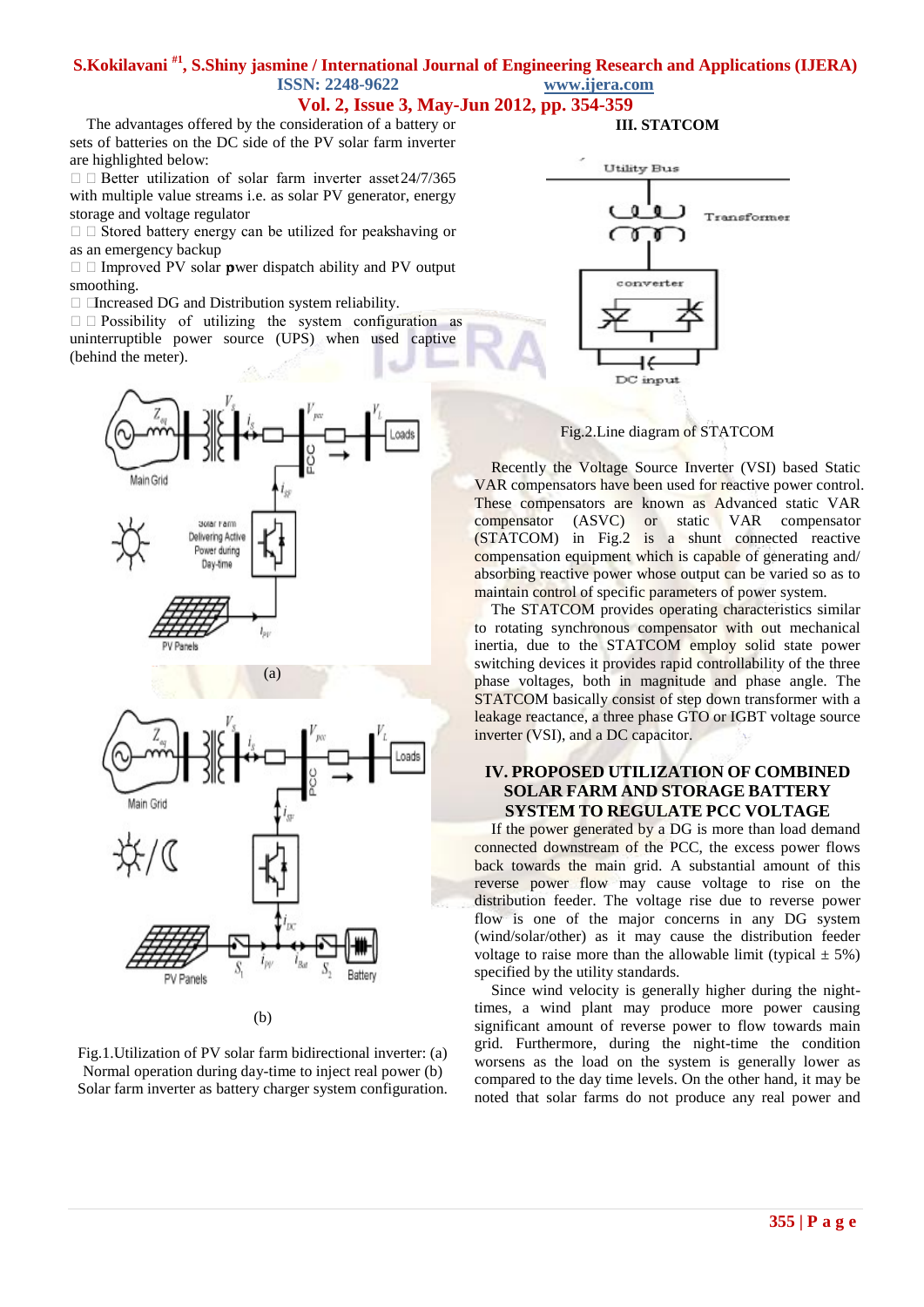The advantages offered by the consideration of a battery or sets of batteries on the DC side of the PV solar farm inverter are highlighted below:

- Better utilization of solar farm inverter asset 24/7/365 with multiple value streams i.e. as solar PV generator, energy storage and voltage regulator
- Stored battery energy can be utilized for peakshaving or as an emergency backup
- Improved PV solar pwer dispatch ability and PV output smoothing.
- Increased DG and Distribution system reliability.
- Possibility of utilizing the system configuration as uninterruptible power source (UPS) when used captive (behind the meter).

Fig.1.Utilization of PV solar farm bidirectional inverter: (a) Normal operation during day-time to inject real power (b) Solar farm inverter as battery charger system configuration.

## III. STATCOM

Fig.2.Line diagram of STATCOM

Recently the Voltage Source Inverter (VSI) based Static VAR compensators have been used for reactive power control. These compensators are known as Advanced static VAR compensator (ASVC) or static VAR compensator (STATCOM) in Fig.2 is a shunt connected reactive compensation equipment which is capable of generating and/ absorbing reactive power whose output can be varied so as to maintain control of specific parameters of power system.

The STATCOM provides operating characteristics similar to rotating synchronous compensator with out mechanical inertia, due to the STATCOM employ solid state power switching devices it provides rapid controllability of the three phase voltages, both in magnitude and phase angle. The STATCOM basically consist of step down transformer with a leakage reactance, a three phase GTO or IGBT voltage source inverter (VSI), and a DC capacitor.

## IV. PROPOSED UTILIZATION OF COMBINED SOLAR FARM AND STORAGE BATTERY SYSTEM TO REGULATE PCC VOLTAGE

If the power generated by a DG is more than load demand connected downstream of the PCC, the excess power flows back towards the main grid. A substantial amount of this reverse power flow may cause voltage to rise on the distribution feeder. The voltage rise due to reverse power flow is one of the major concerns in any DG system (wind/solar/other) as it may cause the distribution feeder voltage to raise more than the allowable limit (typical $\pm$ 5%) specified by the utility standards.

Since wind velocity is generally higher during the night-times, a wind plant may produce more power causing significant amount of reverse power to flow towards main grid. Furthermore, during the night-time the condition worsens as the load on the system is generally lower as compared to the day time levels. On the other hand, it may be noted that solar farms do not produce any real power and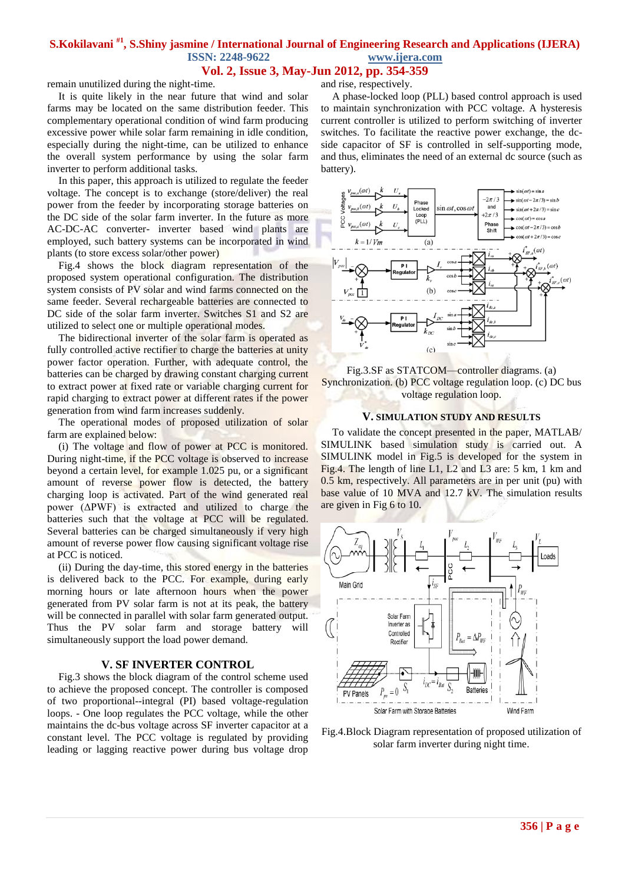remain unutilized during the night-time.

It is quite likely in the near future that wind and solar farms may be located on the same distribution feeder. This complementary operational condition of wind farm producing excessive power while solar farm remaining in idle condition, especially during the night-time, can be utilized to enhance the overall system performance by using the solar farm inverter to perform additional tasks.

In this paper, this approach is utilized to regulate the feeder voltage. The concept is to exchange (store/deliver) the real power from the feeder by incorporating storage batteries on the DC side of the solar farm inverter. In the future as more AC-DC-AC converter- inverter based wind plants are employed, such battery systems can be incorporated in wind plants (to store excess solar/other power)

Fig.4 shows the block diagram representation of the proposed system operational configuration. The distribution system consists of PV solar and wind farms connected on the same feeder. Several rechargeable batteries are connected to DC side of the solar farm inverter. Switches S1 and S2 are utilized to select one or multiple operational modes.

The bidirectional inverter of the solar farm is operated as fully controlled active rectifier to charge the batteries at unity power factor operation. Further, with adequate control, the batteries can be charged by drawing constant charging current to extract power at fixed rate or variable charging current for rapid charging to extract power at different rates if the power generation from wind farm increases suddenly.

The operational modes of proposed utilization of solar farm are explained below:

(i) The voltage and flow of power at PCC is monitored. During night-time, if the PCC voltage is observed to increase beyond a certain level, for example 1.025 pu, or a significant amount of reverse power flow is detected, the battery charging loop is activated. Part of the wind generated real power ($\Delta PWF$) is extracted and utilized to charge the batteries such that the voltage at PCC will be regulated. Several batteries can be charged simultaneously if very high amount of reverse power flow causing significant voltage rise at PCC is noticed.

(ii) During the day-time, this stored energy in the batteries is delivered back to the PCC. For example, during early morning hours or late afternoon hours when the power generated from PV solar farm is not at its peak, the battery will be connected in parallel with solar farm generated output. Thus the PV solar farm and storage battery will simultaneously support the load power demand.

## V. SF INVERTER CONTROL

Fig.3 shows the block diagram of the control scheme used to achieve the proposed concept. The controller is composed of two proportional--integral (PI) based voltage-regulation loops. - One loop regulates the PCC voltage, while the other maintains the dc-bus voltage across SF inverter capacitor at a constant level. The PCC voltage is regulated by providing leading or lagging reactive power during bus voltage drop and rise, respectively.

A phase-locked loop (PLL) based control approach is used to maintain synchronization with PCC voltage. A hysteresis current controller is utilized to perform switching of inverter switches. To facilitate the reactive power exchange, the dc-side capacitor of SF is controlled in self-supporting mode, and thus, eliminates the need of an external dc source (such as battery).

Fig.3.SF as STATCOM—controller diagrams. (a) Synchronization. (b) PCC voltage regulation loop. (c) DC bus voltage regulation loop.

## V. SIMULATION STUDY AND RESULTS

To validate the concept presented in the paper, MATLAB/ SIMULINK based simulation study is carried out. A SIMULINK model in Fig.5 is developed for the system in Fig.4. The length of line L1, L2 and L3 are: 5 km, 1 km and 0.5 km, respectively. All parameters are in per unit (pu) with base value of 10 MVA and 12.7 kV. The simulation results are given in Fig 6 to 10.

Fig.4.Block Diagram representation of proposed utilization of solar farm inverter during night time.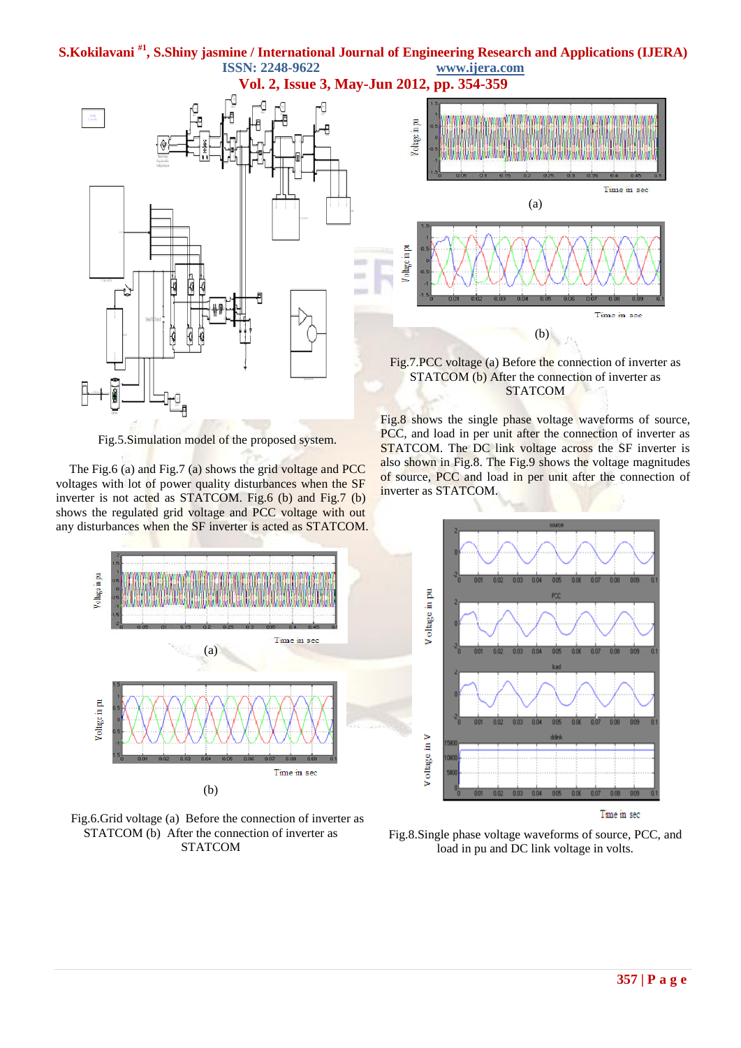Fig.5.Simulation model of the proposed system.

The Fig.6 (a) and Fig.7 (a) shows the grid voltage and PCC voltages with lot of power quality disturbances when the SF inverter is not acted as STATCOM. Fig.6 (b) and Fig.7 (b) shows the regulated grid voltage and PCC voltage with out any disturbances when the SF inverter is acted as STATCOM.

(a)

(b)

Fig.6.Grid voltage (a) Before the connection of inverter as STATCOM (b) After the connection of inverter as STATCOM

(a)

(b)

Fig.7.PCC voltage (a) Before the connection of inverter as STATCOM (b) After the connection of inverter as STATCOM

Fig.8 shows the single phase voltage waveforms of source, PCC, and load in per unit after the connection of inverter as STATCOM. The DC link voltage across the SF inverter is also shown in Fig.8. The Fig.9 shows the voltage magnitudes of source, PCC and load in per unit after the connection of inverter as STATCOM.

Fig.8.Single phase voltage waveforms of source, PCC, and load in pu and DC link voltage in volts.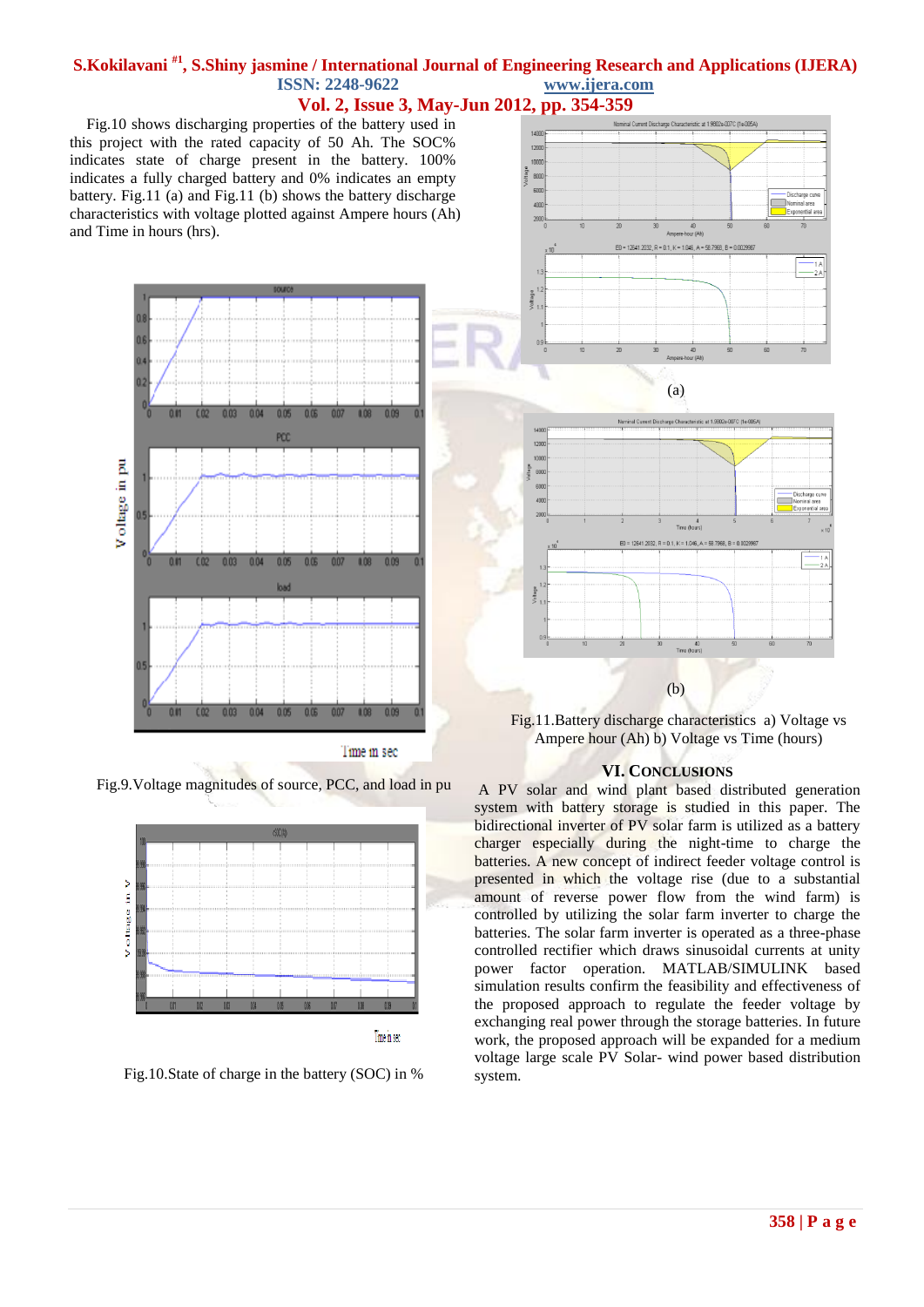Fig.10 shows discharging properties of the battery used in this project with the rated capacity of 50 Ah. The SOC% indicates state of charge present in the battery. 100% indicates a fully charged battery and 0% indicates an empty battery. Fig.11 (a) and Fig.11 (b) shows the battery discharge characteristics with voltage plotted against Ampere hours (Ah) and Time in hours (hrs).

Fig.9.Voltage magnitudes of source, PCC, and load in pu

Fig.10.State of charge in the battery (SOC) in %

(a)

(b)

Fig.11.Battery discharge characteristics a) Voltage vs Ampere hour (Ah) b) Voltage vs Time (hours)

## VI. CONCLUSIONS

A PV solar and wind plant based distributed generation system with battery storage is studied in this paper. The bidirectional inverter of PV solar farm is utilized as a battery charger especially during the night-time to charge the batteries. A new concept of indirect feeder voltage control is presented in which the voltage rise (due to a substantial amount of reverse power flow from the wind farm) is controlled by utilizing the solar farm inverter to charge the batteries. The solar farm inverter is operated as a three-phase controlled rectifier which draws sinusoidal currents at unity power factor operation. MATLAB/SIMULINK based simulation results confirm the feasibility and effectiveness of the proposed approach to regulate the feeder voltage by exchanging real power through the storage batteries. In future work, the proposed approach will be expanded for a medium voltage large scale PV Solar- wind power based distribution system.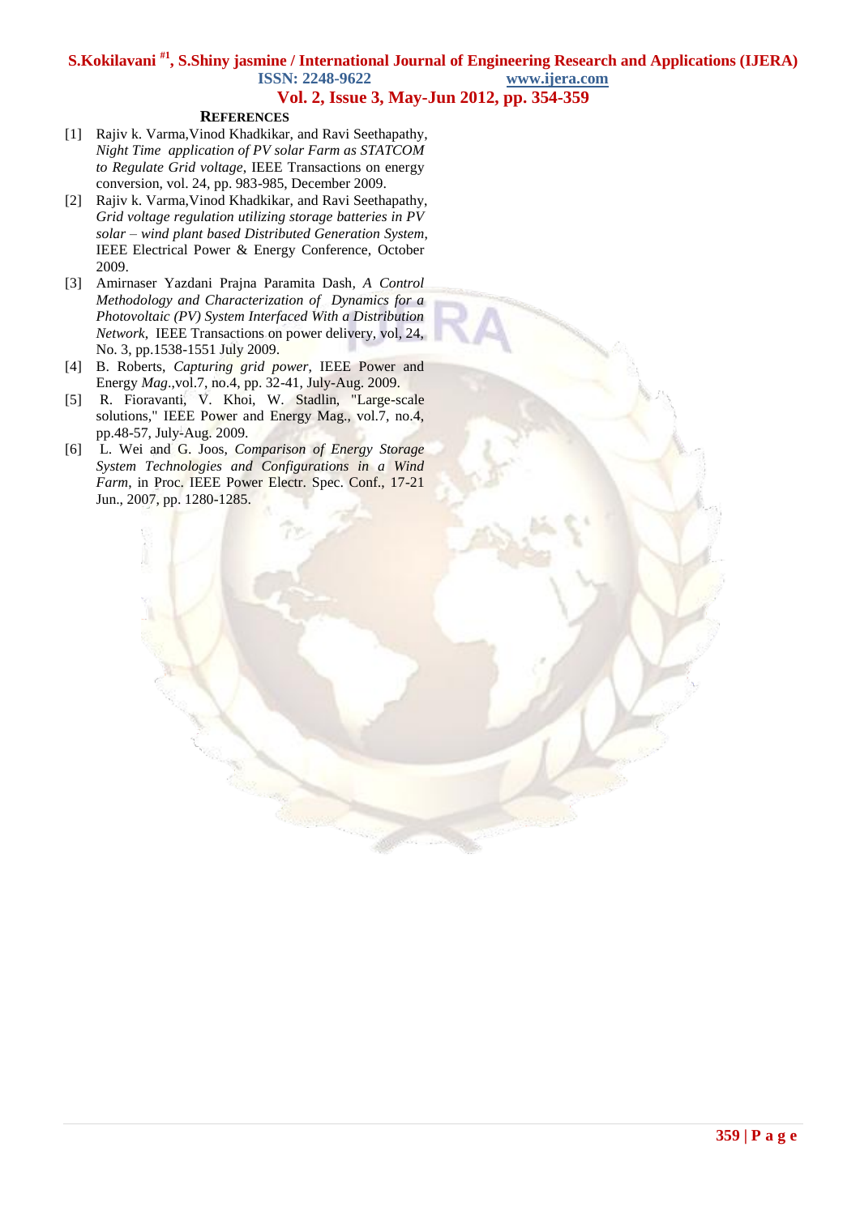## REFERENCES

[1] Rajiv k. Varma,Vinod Khadkikar, and Ravi Seethapathy, *Night Time application of PV solar Farm as STATCOM to Regulate Grid voltage*, IEEE Transactions on energy conversion, vol. 24, pp. 983-985, December 2009.

[2] Rajiv k. Varma,Vinod Khadkikar, and Ravi Seethapathy, *Grid voltage regulation utilizing storage batteries in PV solar – wind plant based Distributed Generation System*, IEEE Electrical Power & Energy Conference, October 2009.

[3] Amirnaser Yazdani Prajna Paramita Dash, *A Control Methodology and Characterization of Dynamics for a Photovoltaic (PV) System Interfaced With a Distribution Network*, IEEE Transactions on power delivery, vol, 24, No. 3, pp.1538-1551 July 2009.

[4] B. Roberts, *Capturing grid power*, IEEE Power and Energy *Mag*.,vol.7, no.4, pp. 32-41, July-Aug. 2009.

[5] R. Fioravanti, V. Khoi, W. Stadlin, "Large-scale solutions," IEEE Power and Energy Mag., vol.7, no.4, pp.48-57, July-Aug. 2009.

[6] L. Wei and G. Joos, *Comparison of Energy Storage System Technologies and Configurations in a Wind Farm*, in Proc. IEEE Power Electr. Spec. Conf., 17-21 Jun., 2007, pp. 1280-1285.